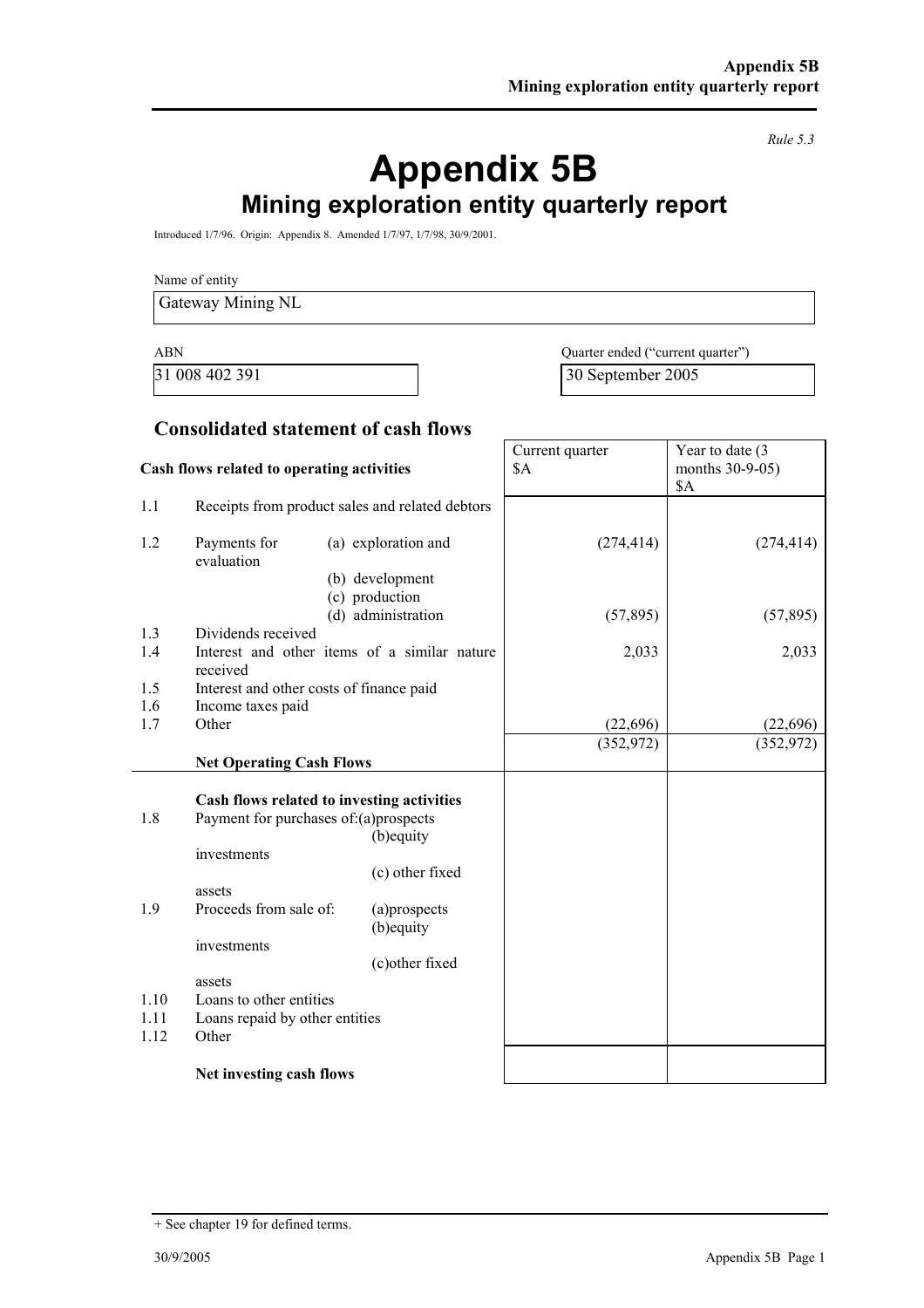*Rule 5.3*

# Appendix 5B

## Mining exploration entity quarterly report

Introduced 1/7/96. Origin: Appendix 8. Amended 1/7/97, 1/7/98, 30/9/2001.

Name of entity

Gateway Mining NL

| ABN | Quarter ended ("current quarter") |
|---|---|
| 31 008 402 391 | 30 September 2005 |

### Consolidated statement of cash flows

| | Cash flows related to operating activities | Current quarter $A | Year to date (3 months 30-9-05) $A |
|---|---|---|---|
| 1.1 | Receipts from product sales and related debtors | | |
| 1.2 | Payments for (a) exploration and evaluation | (274,414) | (274,414) |
| | (b) development | | |
| | (c) production | | |
| | (d) administration | (57,895) | (57,895) |
| 1.3 | Dividends received | | |
| 1.4 | Interest and other items of a similar nature received | 2,033 | 2,033 |
| 1.5 | Interest and other costs of finance paid | | |
| 1.6 | Income taxes paid | | |
| 1.7 | Other | (22,696) | (22,696) |
| | **Net Operating Cash Flows** | (352,972) | (352,972) |
| | **Cash flows related to investing activities** | | |
| 1.8 | Payment for purchases of: (a) prospects | | |
| | (b) equity investments | | |
| | (c) other fixed assets | | |
| 1.9 | Proceeds from sale of: (a) prospects | | |
| | (b) equity investments | | |
| | (c) other fixed assets | | |
| 1.10 | Loans to other entities | | |
| 1.11 | Loans repaid by other entities | | |
| 1.12 | Other | | |
| | **Net investing cash flows** | | |

+ See chapter 19 for defined terms.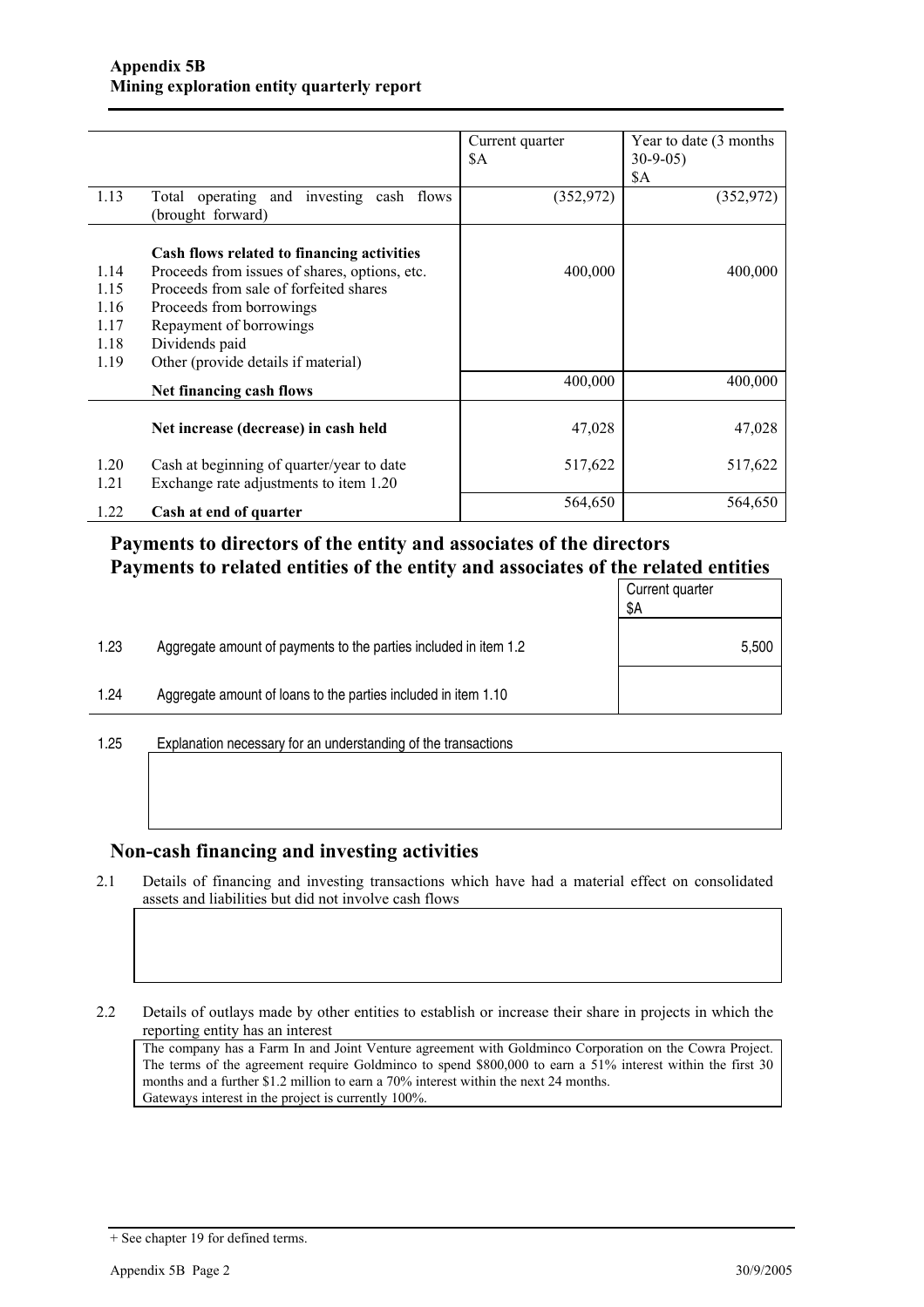**Appendix 5B**
**Mining exploration entity quarterly report**

| | | Current quarter $A | Year to date (3 months 30-9-05) $A |
|---|---|---|---|
| 1.13 | Total operating and investing cash flows (brought forward) | (352,972) | (352,972) |
| | **Cash flows related to financing activities** | | |
| 1.14 | Proceeds from issues of shares, options, etc. | 400,000 | 400,000 |
| 1.15 | Proceeds from sale of forfeited shares | | |
| 1.16 | Proceeds from borrowings | | |
| 1.17 | Repayment of borrowings | | |
| 1.18 | Dividends paid | | |
| 1.19 | Other (provide details if material) | | |
| | **Net financing cash flows** | 400,000 | 400,000 |
| | **Net increase (decrease) in cash held** | 47,028 | 47,028 |
| 1.20 | Cash at beginning of quarter/year to date | 517,622 | 517,622 |
| 1.21 | Exchange rate adjustments to item 1.20 | | |
| 1.22 | **Cash at end of quarter** | 564,650 | 564,650 |

## Payments to directors of the entity and associates of the directors
## Payments to related entities of the entity and associates of the related entities

| | | Current quarter $A |
|---|---|---|
| 1.23 | Aggregate amount of payments to the parties included in item 1.2 | 5,500 |
| 1.24 | Aggregate amount of loans to the parties included in item 1.10 | |

1.25 Explanation necessary for an understanding of the transactions

## Non-cash financing and investing activities

2.1 Details of financing and investing transactions which have had a material effect on consolidated assets and liabilities but did not involve cash flows

2.2 Details of outlays made by other entities to establish or increase their share in projects in which the reporting entity has an interest

The company has a Farm In and Joint Venture agreement with Goldminco Corporation on the Cowra Project. The terms of the agreement require Goldminco to spend $800,000 to earn a 51% interest within the first 30 months and a further $1.2 million to earn a 70% interest within the next 24 months.
Gateways interest in the project is currently 100%.

+ See chapter 19 for defined terms.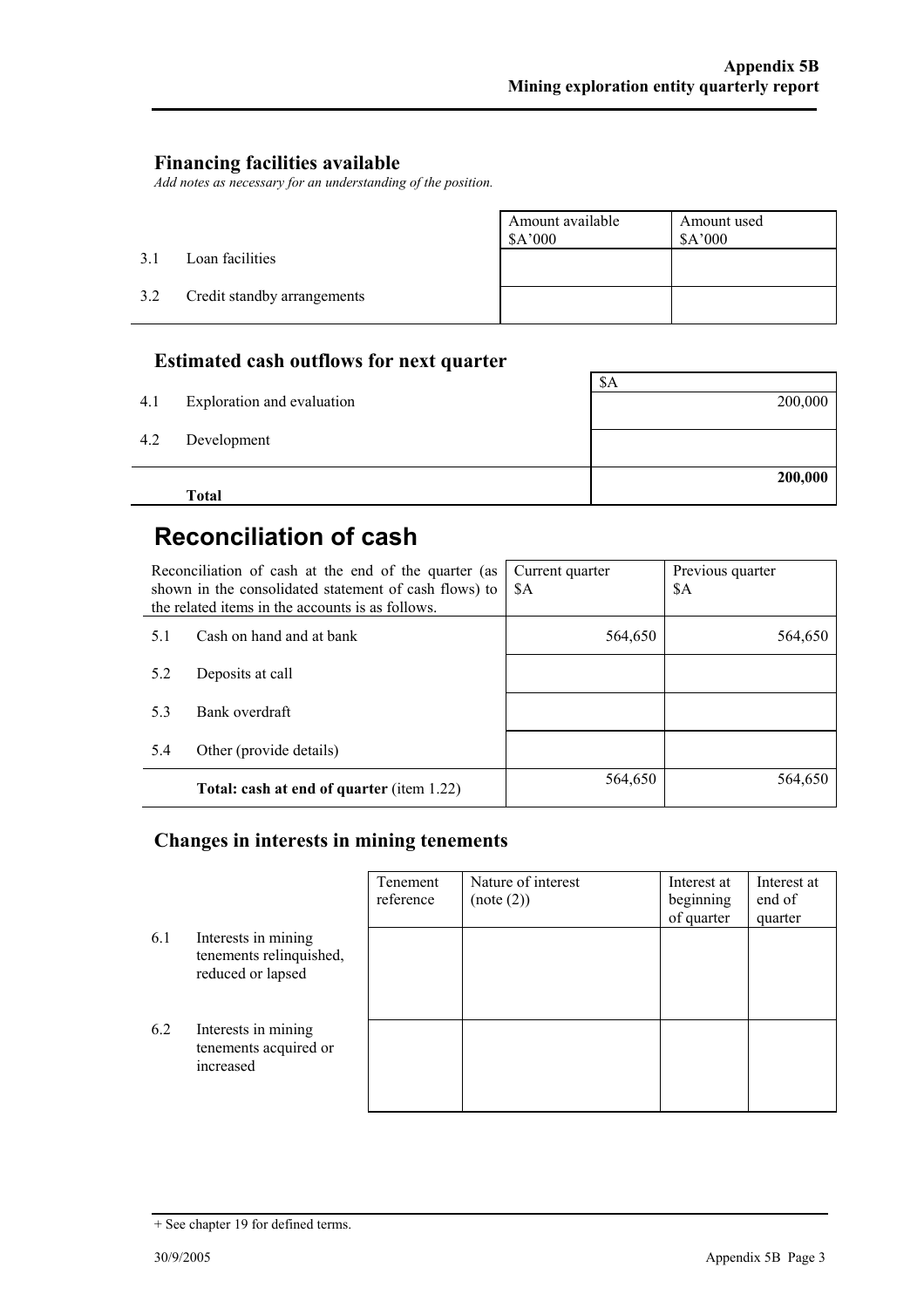## Financing facilities available

*Add notes as necessary for an understanding of the position.*

| | | Amount available $A'000 | Amount used $A'000 |
|---|---|---|---|
| 3.1 | Loan facilities | | |
| 3.2 | Credit standby arrangements | | |

## Estimated cash outflows for next quarter

| | | $A |
|---|---|---|
| 4.1 | Exploration and evaluation | 200,000 |
| 4.2 | Development | |
| | **Total** | **200,000** |

# Reconciliation of cash

| Reconciliation of cash at the end of the quarter (as shown in the consolidated statement of cash flows) to the related items in the accounts is as follows. | | Current quarter $A | Previous quarter $A |
|---|---|---|---|
| 5.1 | Cash on hand and at bank | 564,650 | 564,650 |
| 5.2 | Deposits at call | | |
| 5.3 | Bank overdraft | | |
| 5.4 | Other (provide details) | | |
| | **Total: cash at end of quarter** (item 1.22) | 564,650 | 564,650 |

## Changes in interests in mining tenements

| | | Tenement reference | Nature of interest (note (2)) | Interest at beginning of quarter | Interest at end of quarter |
|---|---|---|---|---|---|
| 6.1 | Interests in mining tenements relinquished, reduced or lapsed | | | | |
| 6.2 | Interests in mining tenements acquired or increased | | | | |

+ See chapter 19 for defined terms.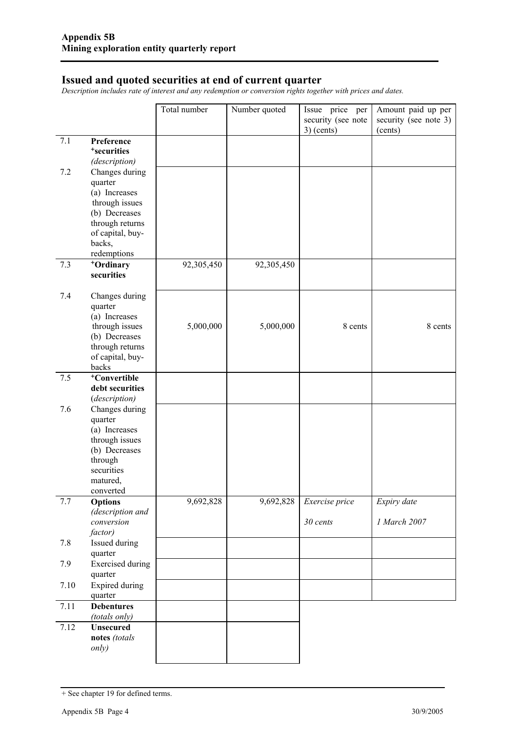## Issued and quoted securities at end of current quarter

*Description includes rate of interest and any redemption or conversion rights together with prices and dates.*

| | | Total number | Number quoted | Issue price per security (see note 3) (cents) | Amount paid up per security (see note 3) (cents) |
|---|---|---|---|---|---|
| 7.1 | **Preference +securities** *(description)* | | | | |
| 7.2 | Changes during quarter (a) Increases through issues (b) Decreases through returns of capital, buy-backs, redemptions | | | | |
| 7.3 | **+Ordinary securities** | 92,305,450 | 92,305,450 | | |
| 7.4 | Changes during quarter (a) Increases through issues (b) Decreases through returns of capital, buy-backs | 5,000,000 | 5,000,000 | 8 cents | 8 cents |
| 7.5 | **+Convertible debt securities** *(description)* | | | | |
| 7.6 | Changes during quarter (a) Increases through issues (b) Decreases through securities matured, converted | | | | |
| 7.7 | **Options** *(description and conversion factor)* | 9,692,828 | 9,692,828 | *Exercise price* *30 cents* | *Expiry date* *1 March 2007* |
| 7.8 | Issued during quarter | | | | |
| 7.9 | Exercised during quarter | | | | |
| 7.10 | Expired during quarter | | | | |
| 7.11 | **Debentures** *(totals only)* | | | | |
| 7.12 | **Unsecured notes** *(totals only)* | | | | |

+ See chapter 19 for defined terms.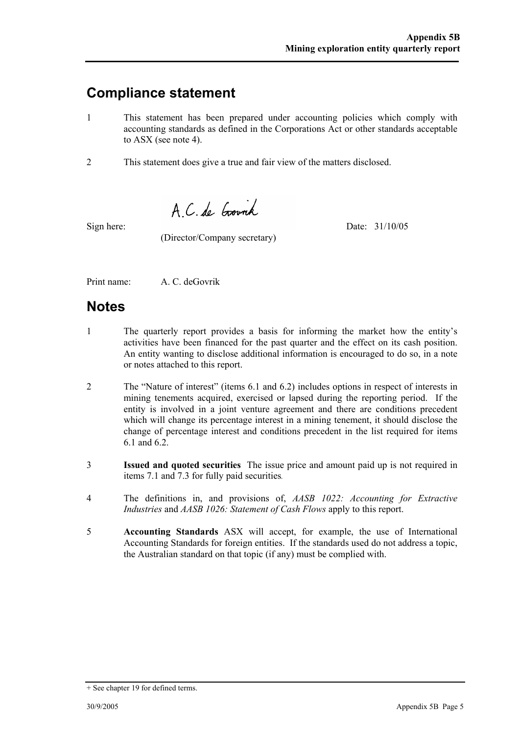## Compliance statement

1 This statement has been prepared under accounting policies which comply with accounting standards as defined in the Corporations Act or other standards acceptable to ASX (see note 4).

2 This statement does give a true and fair view of the matters disclosed.

Sign here: A.C. de Govrik (Director/Company secretary) Date: 31/10/05

Print name: A. C. deGovrik

## Notes

1 The quarterly report provides a basis for informing the market how the entity's activities have been financed for the past quarter and the effect on its cash position. An entity wanting to disclose additional information is encouraged to do so, in a note or notes attached to this report.

2 The "Nature of interest" (items 6.1 and 6.2) includes options in respect of interests in mining tenements acquired, exercised or lapsed during the reporting period. If the entity is involved in a joint venture agreement and there are conditions precedent which will change its percentage interest in a mining tenement, it should disclose the change of percentage interest and conditions precedent in the list required for items 6.1 and 6.2.

3 **Issued and quoted securities** The issue price and amount paid up is not required in items 7.1 and 7.3 for fully paid securities.

4 The definitions in, and provisions of, *AASB 1022: Accounting for Extractive Industries* and *AASB 1026: Statement of Cash Flows* apply to this report.

5 **Accounting Standards** ASX will accept, for example, the use of International Accounting Standards for foreign entities. If the standards used do not address a topic, the Australian standard on that topic (if any) must be complied with.

+ See chapter 19 for defined terms.